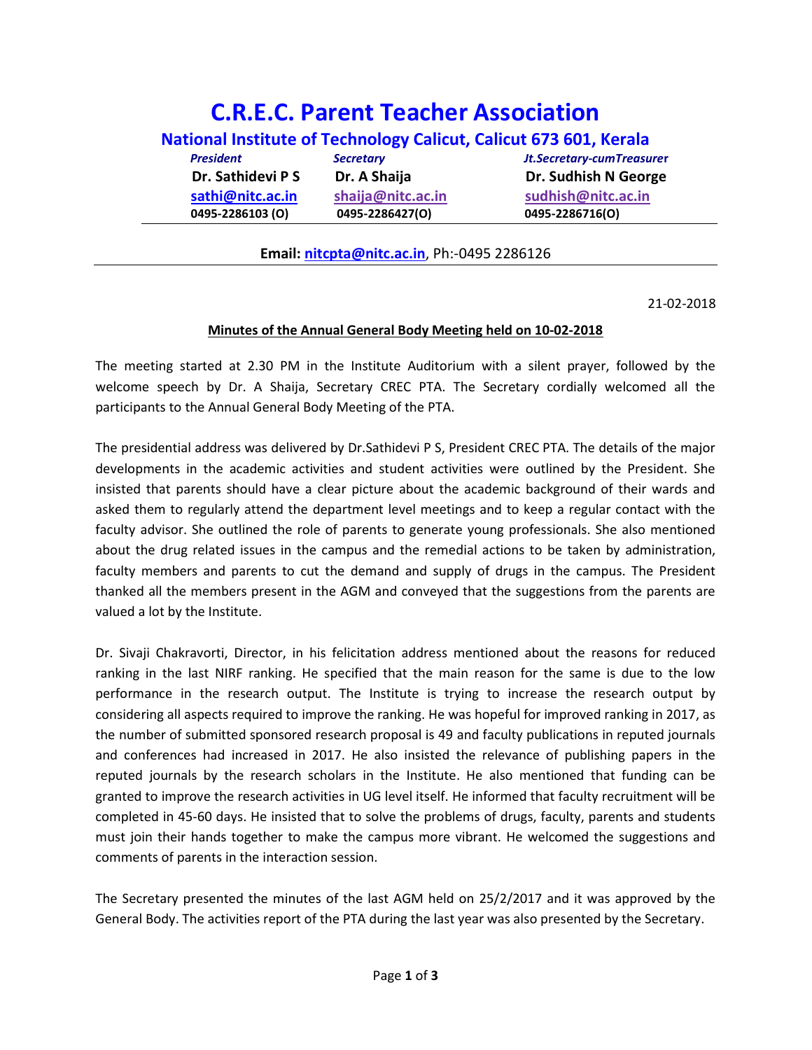# C.R.E.C. Parent Teacher Association

## National Institute of Technology Calicut, Calicut 673 601, Kerala

| *President* | *Secretary* | *Jt.Secretary-cumTreasurer* |
| --- | --- | --- |
| **Dr. Sathidevi P S** | **Dr. A Shaija** | **Dr. Sudhish N George** |
| sathi@nitc.ac.in | shaija@nitc.ac.in | sudhish@nitc.ac.in |
| **0495-2286103 (O)** | **0495-2286427(O)** | **0495-2286716(O)** |

**Email: nitcpta@nitc.ac.in**, Ph:-0495 2286126

21-02-2018

**Minutes of the Annual General Body Meeting held on 10-02-2018**

The meeting started at 2.30 PM in the Institute Auditorium with a silent prayer, followed by the welcome speech by Dr. A Shaija, Secretary CREC PTA. The Secretary cordially welcomed all the participants to the Annual General Body Meeting of the PTA.

The presidential address was delivered by Dr.Sathidevi P S, President CREC PTA. The details of the major developments in the academic activities and student activities were outlined by the President. She insisted that parents should have a clear picture about the academic background of their wards and asked them to regularly attend the department level meetings and to keep a regular contact with the faculty advisor. She outlined the role of parents to generate young professionals. She also mentioned about the drug related issues in the campus and the remedial actions to be taken by administration, faculty members and parents to cut the demand and supply of drugs in the campus. The President thanked all the members present in the AGM and conveyed that the suggestions from the parents are valued a lot by the Institute.

Dr. Sivaji Chakravorti, Director, in his felicitation address mentioned about the reasons for reduced ranking in the last NIRF ranking. He specified that the main reason for the same is due to the low performance in the research output. The Institute is trying to increase the research output by considering all aspects required to improve the ranking. He was hopeful for improved ranking in 2017, as the number of submitted sponsored research proposal is 49 and faculty publications in reputed journals and conferences had increased in 2017. He also insisted the relevance of publishing papers in the reputed journals by the research scholars in the Institute. He also mentioned that funding can be granted to improve the research activities in UG level itself. He informed that faculty recruitment will be completed in 45-60 days. He insisted that to solve the problems of drugs, faculty, parents and students must join their hands together to make the campus more vibrant. He welcomed the suggestions and comments of parents in the interaction session.

The Secretary presented the minutes of the last AGM held on 25/2/2017 and it was approved by the General Body. The activities report of the PTA during the last year was also presented by the Secretary.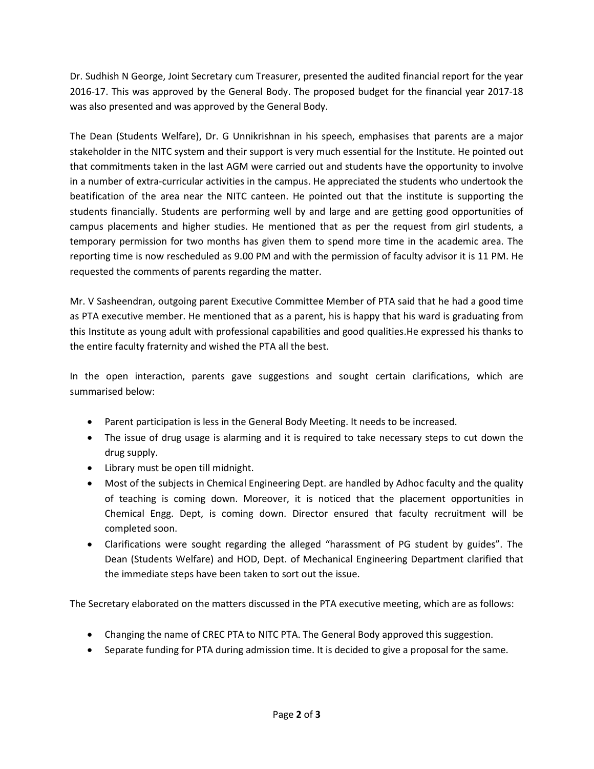Dr. Sudhish N George, Joint Secretary cum Treasurer, presented the audited financial report for the year 2016-17. This was approved by the General Body. The proposed budget for the financial year 2017-18 was also presented and was approved by the General Body.

The Dean (Students Welfare), Dr. G Unnikrishnan in his speech, emphasises that parents are a major stakeholder in the NITC system and their support is very much essential for the Institute. He pointed out that commitments taken in the last AGM were carried out and students have the opportunity to involve in a number of extra-curricular activities in the campus. He appreciated the students who undertook the beatification of the area near the NITC canteen. He pointed out that the institute is supporting the students financially. Students are performing well by and large and are getting good opportunities of campus placements and higher studies. He mentioned that as per the request from girl students, a temporary permission for two months has given them to spend more time in the academic area. The reporting time is now rescheduled as 9.00 PM and with the permission of faculty advisor it is 11 PM. He requested the comments of parents regarding the matter.

Mr. V Sasheendran, outgoing parent Executive Committee Member of PTA said that he had a good time as PTA executive member. He mentioned that as a parent, his is happy that his ward is graduating from this Institute as young adult with professional capabilities and good qualities.He expressed his thanks to the entire faculty fraternity and wished the PTA all the best.

In the open interaction, parents gave suggestions and sought certain clarifications, which are summarised below:

- Parent participation is less in the General Body Meeting. It needs to be increased.
- The issue of drug usage is alarming and it is required to take necessary steps to cut down the drug supply.
- Library must be open till midnight.
- Most of the subjects in Chemical Engineering Dept. are handled by Adhoc faculty and the quality of teaching is coming down. Moreover, it is noticed that the placement opportunities in Chemical Engg. Dept, is coming down. Director ensured that faculty recruitment will be completed soon.
- Clarifications were sought regarding the alleged "harassment of PG student by guides". The Dean (Students Welfare) and HOD, Dept. of Mechanical Engineering Department clarified that the immediate steps have been taken to sort out the issue.

The Secretary elaborated on the matters discussed in the PTA executive meeting, which are as follows:

- Changing the name of CREC PTA to NITC PTA. The General Body approved this suggestion.
- Separate funding for PTA during admission time. It is decided to give a proposal for the same.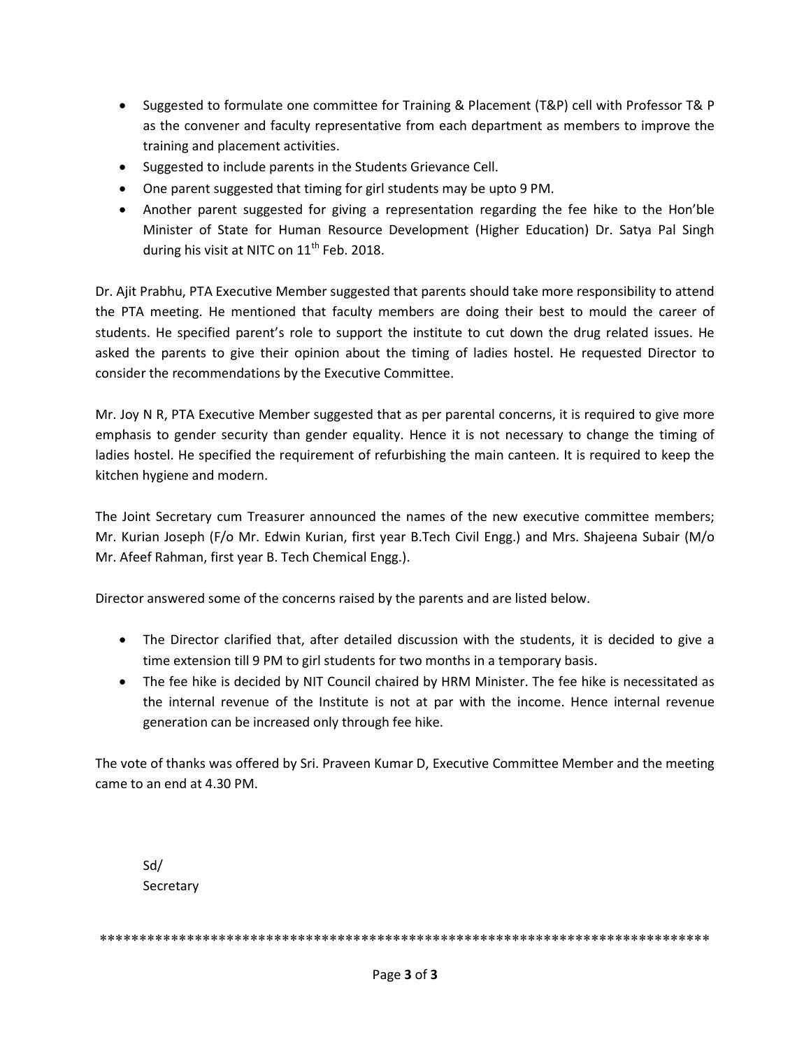- Suggested to formulate one committee for Training & Placement (T&P) cell with Professor T& P as the convener and faculty representative from each department as members to improve the training and placement activities.
- Suggested to include parents in the Students Grievance Cell.
- One parent suggested that timing for girl students may be upto 9 PM.
- Another parent suggested for giving a representation regarding the fee hike to the Hon'ble Minister of State for Human Resource Development (Higher Education) Dr. Satya Pal Singh during his visit at NITC on 11th Feb. 2018.

Dr. Ajit Prabhu, PTA Executive Member suggested that parents should take more responsibility to attend the PTA meeting. He mentioned that faculty members are doing their best to mould the career of students. He specified parent's role to support the institute to cut down the drug related issues. He asked the parents to give their opinion about the timing of ladies hostel. He requested Director to consider the recommendations by the Executive Committee.

Mr. Joy N R, PTA Executive Member suggested that as per parental concerns, it is required to give more emphasis to gender security than gender equality. Hence it is not necessary to change the timing of ladies hostel. He specified the requirement of refurbishing the main canteen. It is required to keep the kitchen hygiene and modern.

The Joint Secretary cum Treasurer announced the names of the new executive committee members; Mr. Kurian Joseph (F/o Mr. Edwin Kurian, first year B.Tech Civil Engg.) and Mrs. Shajeena Subair (M/o Mr. Afeef Rahman, first year B. Tech Chemical Engg.).

Director answered some of the concerns raised by the parents and are listed below.

- The Director clarified that, after detailed discussion with the students, it is decided to give a time extension till 9 PM to girl students for two months in a temporary basis.
- The fee hike is decided by NIT Council chaired by HRM Minister. The fee hike is necessitated as the internal revenue of the Institute is not at par with the income. Hence internal revenue generation can be increased only through fee hike.

The vote of thanks was offered by Sri. Praveen Kumar D, Executive Committee Member and the meeting came to an end at 4.30 PM.

Sd/
Secretary

\*\*\*\*\*\*\*\*\*\*\*\*\*\*\*\*\*\*\*\*\*\*\*\*\*\*\*\*\*\*\*\*\*\*\*\*\*\*\*\*\*\*\*\*\*\*\*\*\*\*\*\*\*\*\*\*\*\*\*\*\*\*\*\*\*\*\*\*\*\*\*\*\*\*\*\*\*\*\*